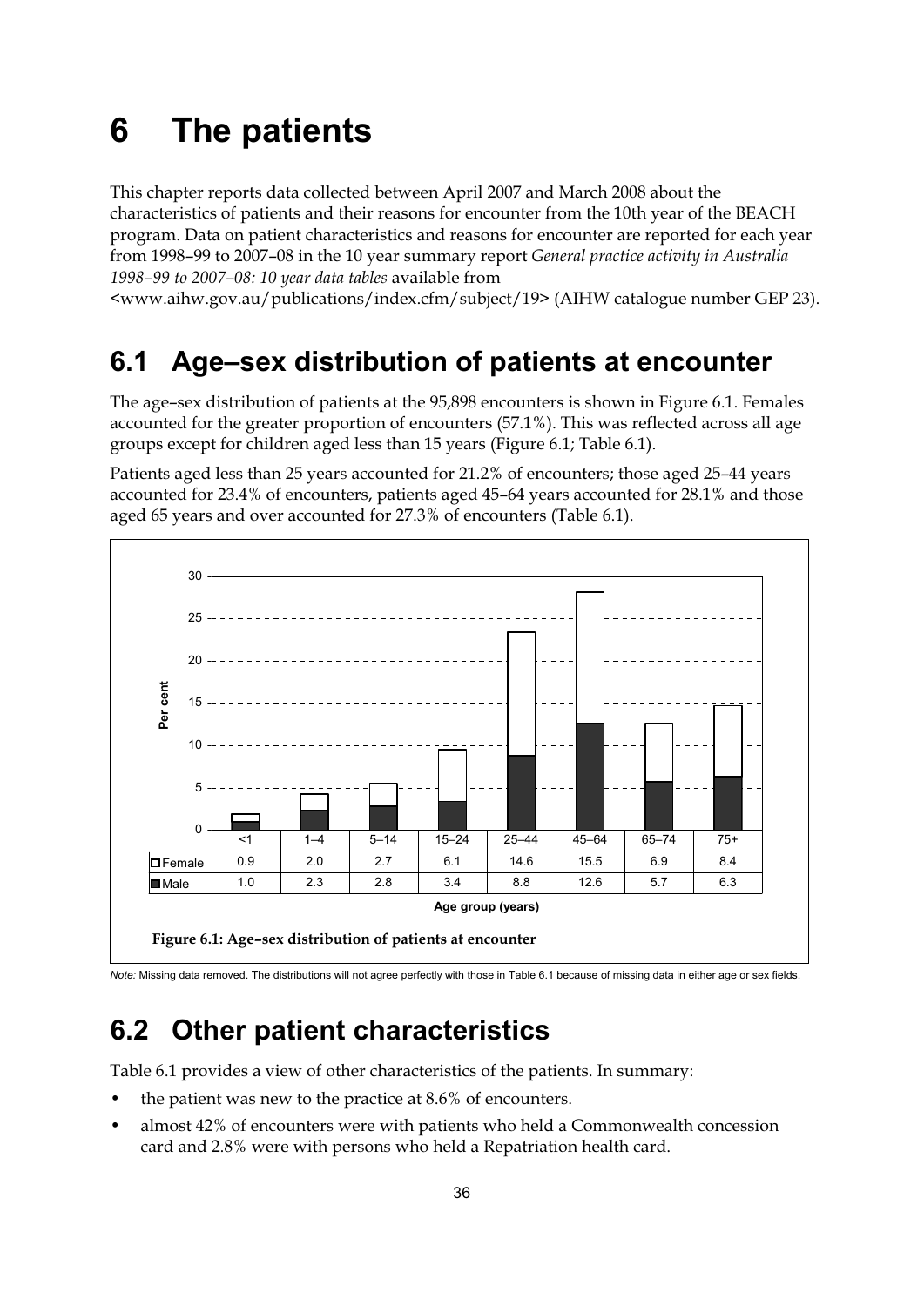# 6 The patients

This chapter reports data collected between April 2007 and March 2008 about the characteristics of patients and their reasons for encounter from the 10th year of the BEACH program. Data on patient characteristics and reasons for encounter are reported for each year from 1998–99 to 2007–08 in the 10 year summary report *General practice activity in Australia 1998–99 to 2007–08: 10 year data tables* available from <www.aihw.gov.au/publications/index.cfm/subject/19> (AIHW catalogue number GEP 23).

## 6.1 Age–sex distribution of patients at encounter

The age–sex distribution of patients at the 95,898 encounters is shown in Figure 6.1. Females accounted for the greater proportion of encounters (57.1%). This was reflected across all age groups except for children aged less than 15 years (Figure 6.1; Table 6.1).

Patients aged less than 25 years accounted for 21.2% of encounters; those aged 25–44 years accounted for 23.4% of encounters, patients aged 45–64 years accounted for 28.1% and those aged 65 years and over accounted for 27.3% of encounters (Table 6.1).

| Age group (years) | <1 | 1–4 | 5–14 | 15–24 | 25–44 | 45–64 | 65–74 | 75+ |
|---|---|---|---|---|---|---|---|---|
| Female | 0.9 | 2.0 | 2.7 | 6.1 | 14.6 | 15.5 | 6.9 | 8.4 |
| Male | 1.0 | 2.3 | 2.8 | 3.4 | 8.8 | 12.6 | 5.7 | 6.3 |

**Figure 6.1: Age–sex distribution of patients at encounter**

*Note:* Missing data removed. The distributions will not agree perfectly with those in Table 6.1 because of missing data in either age or sex fields.

## 6.2 Other patient characteristics

Table 6.1 provides a view of other characteristics of the patients. In summary:

- the patient was new to the practice at 8.6% of encounters.
- almost 42% of encounters were with patients who held a Commonwealth concession card and 2.8% were with persons who held a Repatriation health card.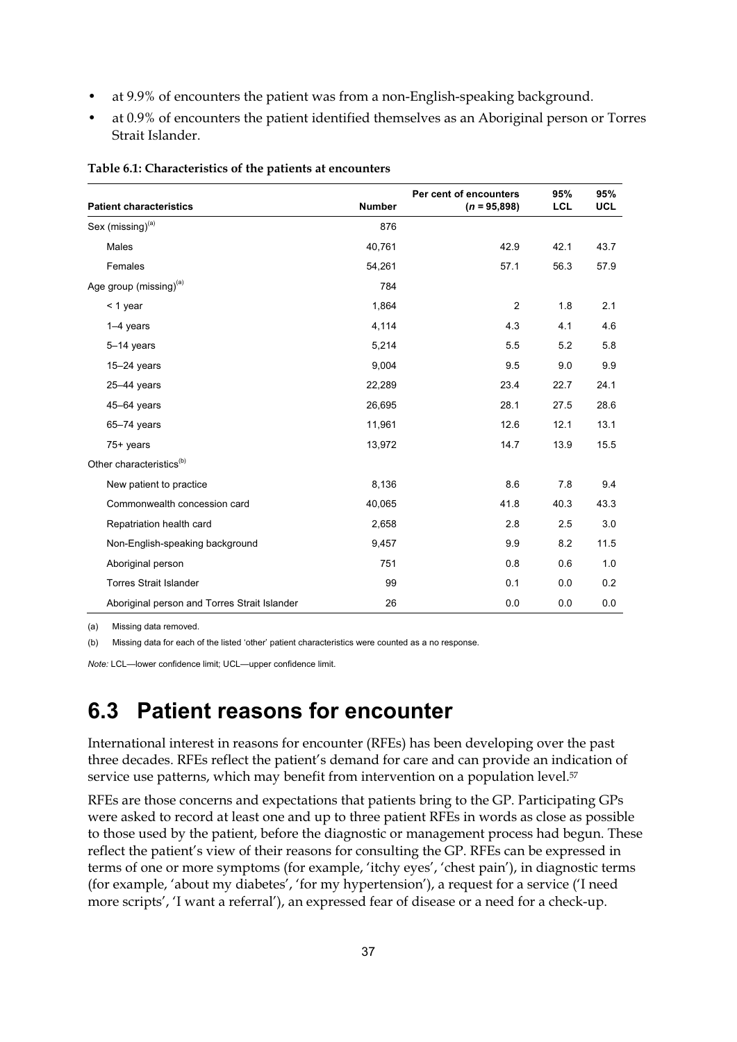- at 9.9% of encounters the patient was from a non-English-speaking background.
- at 0.9% of encounters the patient identified themselves as an Aboriginal person or Torres Strait Islander.

**Table 6.1: Characteristics of the patients at encounters**

| Patient characteristics | Number | Per cent of encounters ($n$ = 95,898) | 95% LCL | 95% UCL |
|---|---|---|---|---|
| Sex (missing)[(a)] | 876 | | | |
| Males | 40,761 | 42.9 | 42.1 | 43.7 |
| Females | 54,261 | 57.1 | 56.3 | 57.9 |
| Age group (missing)[(a)] | 784 | | | |
| < 1 year | 1,864 | 2 | 1.8 | 2.1 |
| 1–4 years | 4,114 | 4.3 | 4.1 | 4.6 |
| 5–14 years | 5,214 | 5.5 | 5.2 | 5.8 |
| 15–24 years | 9,004 | 9.5 | 9.0 | 9.9 |
| 25–44 years | 22,289 | 23.4 | 22.7 | 24.1 |
| 45–64 years | 26,695 | 28.1 | 27.5 | 28.6 |
| 65–74 years | 11,961 | 12.6 | 12.1 | 13.1 |
| 75+ years | 13,972 | 14.7 | 13.9 | 15.5 |
| Other characteristics[(b)] | | | | |
| New patient to practice | 8,136 | 8.6 | 7.8 | 9.4 |
| Commonwealth concession card | 40,065 | 41.8 | 40.3 | 43.3 |
| Repatriation health card | 2,658 | 2.8 | 2.5 | 3.0 |
| Non-English-speaking background | 9,457 | 9.9 | 8.2 | 11.5 |
| Aboriginal person | 751 | 0.8 | 0.6 | 1.0 |
| Torres Strait Islander | 99 | 0.1 | 0.0 | 0.2 |
| Aboriginal person and Torres Strait Islander | 26 | 0.0 | 0.0 | 0.0 |

(a) Missing data removed.

(b) Missing data for each of the listed 'other' patient characteristics were counted as a no response.

*Note:* LCL—lower confidence limit; UCL—upper confidence limit.

# 6.3 Patient reasons for encounter

International interest in reasons for encounter (RFEs) has been developing over the past three decades. RFEs reflect the patient's demand for care and can provide an indication of service use patterns, which may benefit from intervention on a population level.[57]

RFEs are those concerns and expectations that patients bring to the GP. Participating GPs were asked to record at least one and up to three patient RFEs in words as close as possible to those used by the patient, before the diagnostic or management process had begun. These reflect the patient's view of their reasons for consulting the GP. RFEs can be expressed in terms of one or more symptoms (for example, 'itchy eyes', 'chest pain'), in diagnostic terms (for example, 'about my diabetes', 'for my hypertension'), a request for a service ('I need more scripts', 'I want a referral'), an expressed fear of disease or a need for a check-up.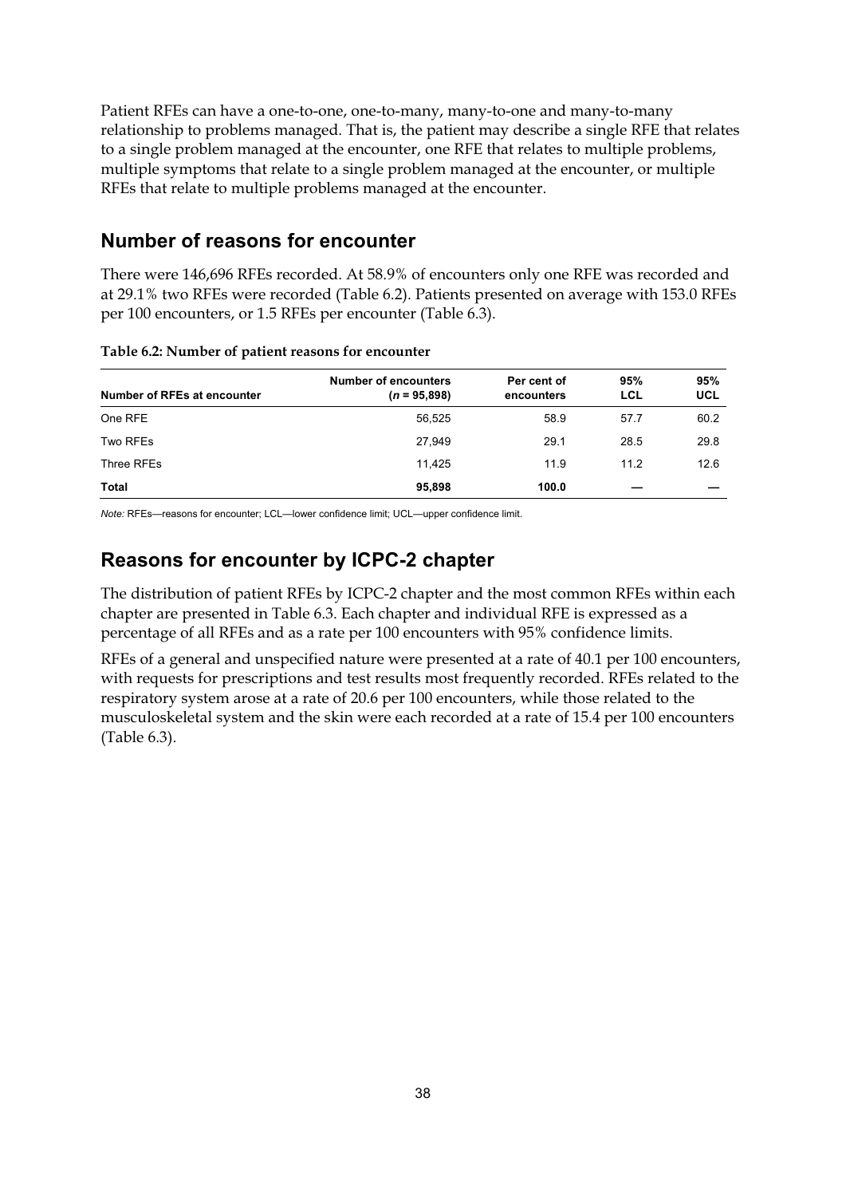Patient RFEs can have a one-to-one, one-to-many, many-to-one and many-to-many relationship to problems managed. That is, the patient may describe a single RFE that relates to a single problem managed at the encounter, one RFE that relates to multiple problems, multiple symptoms that relate to a single problem managed at the encounter, or multiple RFEs that relate to multiple problems managed at the encounter.

## Number of reasons for encounter

There were 146,696 RFEs recorded. At 58.9% of encounters only one RFE was recorded and at 29.1% two RFEs were recorded (Table 6.2). Patients presented on average with 153.0 RFEs per 100 encounters, or 1.5 RFEs per encounter (Table 6.3).

**Table 6.2: Number of patient reasons for encounter**

| Number of RFEs at encounter | Number of encounters (*n* = 95,898) | Per cent of encounters | 95% LCL | 95% UCL |
|---|---|---|---|---|
| One RFE | 56,525 | 58.9 | 57.7 | 60.2 |
| Two RFEs | 27,949 | 29.1 | 28.5 | 29.8 |
| Three RFEs | 11,425 | 11.9 | 11.2 | 12.6 |
| **Total** | **95,898** | **100.0** | — | — |

*Note:* RFEs—reasons for encounter; LCL—lower confidence limit; UCL—upper confidence limit.

## Reasons for encounter by ICPC-2 chapter

The distribution of patient RFEs by ICPC-2 chapter and the most common RFEs within each chapter are presented in Table 6.3. Each chapter and individual RFE is expressed as a percentage of all RFEs and as a rate per 100 encounters with 95% confidence limits.

RFEs of a general and unspecified nature were presented at a rate of 40.1 per 100 encounters, with requests for prescriptions and test results most frequently recorded. RFEs related to the respiratory system arose at a rate of 20.6 per 100 encounters, while those related to the musculoskeletal system and the skin were each recorded at a rate of 15.4 per 100 encounters (Table 6.3).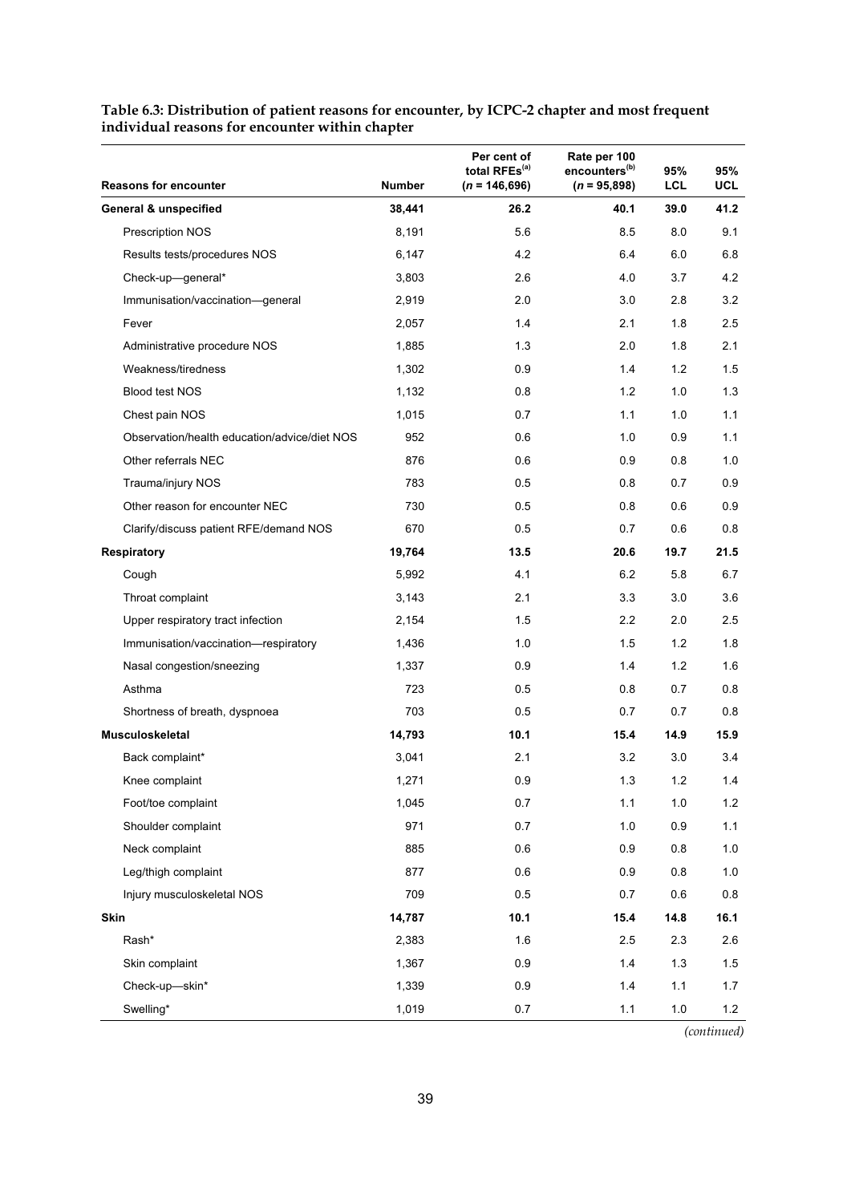**Table 6.3: Distribution of patient reasons for encounter, by ICPC-2 chapter and most frequent individual reasons for encounter within chapter**

| Reasons for encounter | Number | Per cent of total RFEs[(a)] (*n* = 146,696) | Rate per 100 encounters[(b)] (*n* = 95,898) | 95% LCL | 95% UCL |
|---|---|---|---|---|---|
| **General & unspecified** | **38,441** | **26.2** | **40.1** | **39.0** | **41.2** |
| Prescription NOS | 8,191 | 5.6 | 8.5 | 8.0 | 9.1 |
| Results tests/procedures NOS | 6,147 | 4.2 | 6.4 | 6.0 | 6.8 |
| Check-up—general* | 3,803 | 2.6 | 4.0 | 3.7 | 4.2 |
| Immunisation/vaccination—general | 2,919 | 2.0 | 3.0 | 2.8 | 3.2 |
| Fever | 2,057 | 1.4 | 2.1 | 1.8 | 2.5 |
| Administrative procedure NOS | 1,885 | 1.3 | 2.0 | 1.8 | 2.1 |
| Weakness/tiredness | 1,302 | 0.9 | 1.4 | 1.2 | 1.5 |
| Blood test NOS | 1,132 | 0.8 | 1.2 | 1.0 | 1.3 |
| Chest pain NOS | 1,015 | 0.7 | 1.1 | 1.0 | 1.1 |
| Observation/health education/advice/diet NOS | 952 | 0.6 | 1.0 | 0.9 | 1.1 |
| Other referrals NEC | 876 | 0.6 | 0.9 | 0.8 | 1.0 |
| Trauma/injury NOS | 783 | 0.5 | 0.8 | 0.7 | 0.9 |
| Other reason for encounter NEC | 730 | 0.5 | 0.8 | 0.6 | 0.9 |
| Clarify/discuss patient RFE/demand NOS | 670 | 0.5 | 0.7 | 0.6 | 0.8 |
| **Respiratory** | **19,764** | **13.5** | **20.6** | **19.7** | **21.5** |
| Cough | 5,992 | 4.1 | 6.2 | 5.8 | 6.7 |
| Throat complaint | 3,143 | 2.1 | 3.3 | 3.0 | 3.6 |
| Upper respiratory tract infection | 2,154 | 1.5 | 2.2 | 2.0 | 2.5 |
| Immunisation/vaccination—respiratory | 1,436 | 1.0 | 1.5 | 1.2 | 1.8 |
| Nasal congestion/sneezing | 1,337 | 0.9 | 1.4 | 1.2 | 1.6 |
| Asthma | 723 | 0.5 | 0.8 | 0.7 | 0.8 |
| Shortness of breath, dyspnoea | 703 | 0.5 | 0.7 | 0.7 | 0.8 |
| **Musculoskeletal** | **14,793** | **10.1** | **15.4** | **14.9** | **15.9** |
| Back complaint* | 3,041 | 2.1 | 3.2 | 3.0 | 3.4 |
| Knee complaint | 1,271 | 0.9 | 1.3 | 1.2 | 1.4 |
| Foot/toe complaint | 1,045 | 0.7 | 1.1 | 1.0 | 1.2 |
| Shoulder complaint | 971 | 0.7 | 1.0 | 0.9 | 1.1 |
| Neck complaint | 885 | 0.6 | 0.9 | 0.8 | 1.0 |
| Leg/thigh complaint | 877 | 0.6 | 0.9 | 0.8 | 1.0 |
| Injury musculoskeletal NOS | 709 | 0.5 | 0.7 | 0.6 | 0.8 |
| **Skin** | **14,787** | **10.1** | **15.4** | **14.8** | **16.1** |
| Rash* | 2,383 | 1.6 | 2.5 | 2.3 | 2.6 |
| Skin complaint | 1,367 | 0.9 | 1.4 | 1.3 | 1.5 |
| Check-up—skin* | 1,339 | 0.9 | 1.4 | 1.1 | 1.7 |
| Swelling* | 1,019 | 0.7 | 1.1 | 1.0 | 1.2 |

*(continued)*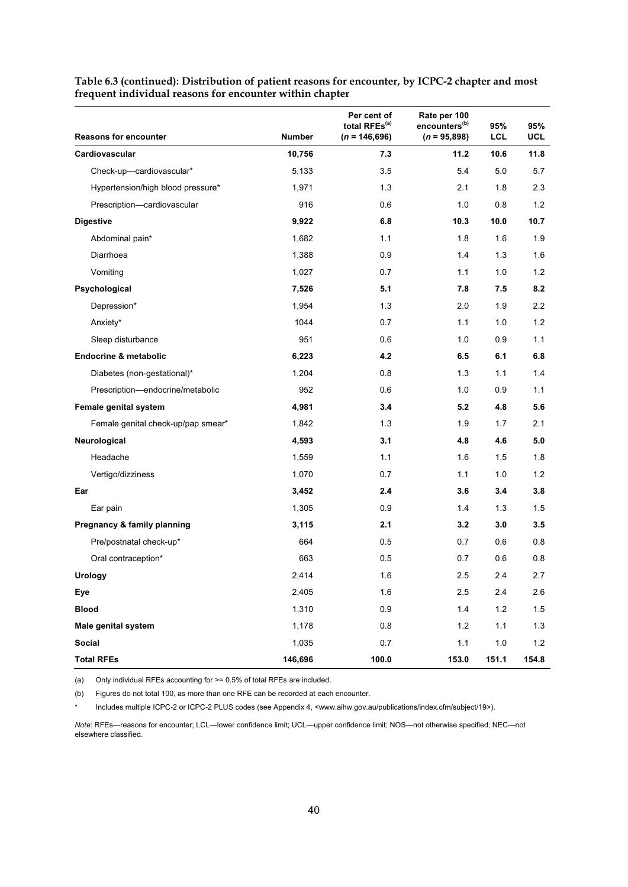**Table 6.3 (continued): Distribution of patient reasons for encounter, by ICPC-2 chapter and most frequent individual reasons for encounter within chapter**

| Reasons for encounter | Number | Per cent of total RFEs[(a)] ($n$ = 146,696) | Rate per 100 encounters[(b)] ($n$ = 95,898) | 95% LCL | 95% UCL |
|---|---|---|---|---|---|
| **Cardiovascular** | **10,756** | **7.3** | **11.2** | **10.6** | **11.8** |
| Check-up—cardiovascular* | 5,133 | 3.5 | 5.4 | 5.0 | 5.7 |
| Hypertension/high blood pressure* | 1,971 | 1.3 | 2.1 | 1.8 | 2.3 |
| Prescription—cardiovascular | 916 | 0.6 | 1.0 | 0.8 | 1.2 |
| **Digestive** | **9,922** | **6.8** | **10.3** | **10.0** | **10.7** |
| Abdominal pain* | 1,682 | 1.1 | 1.8 | 1.6 | 1.9 |
| Diarrhoea | 1,388 | 0.9 | 1.4 | 1.3 | 1.6 |
| Vomiting | 1,027 | 0.7 | 1.1 | 1.0 | 1.2 |
| **Psychological** | **7,526** | **5.1** | **7.8** | **7.5** | **8.2** |
| Depression* | 1,954 | 1.3 | 2.0 | 1.9 | 2.2 |
| Anxiety* | 1044 | 0.7 | 1.1 | 1.0 | 1.2 |
| Sleep disturbance | 951 | 0.6 | 1.0 | 0.9 | 1.1 |
| **Endocrine & metabolic** | **6,223** | **4.2** | **6.5** | **6.1** | **6.8** |
| Diabetes (non-gestational)* | 1,204 | 0.8 | 1.3 | 1.1 | 1.4 |
| Prescription—endocrine/metabolic | 952 | 0.6 | 1.0 | 0.9 | 1.1 |
| **Female genital system** | **4,981** | **3.4** | **5.2** | **4.8** | **5.6** |
| Female genital check-up/pap smear* | 1,842 | 1.3 | 1.9 | 1.7 | 2.1 |
| **Neurological** | **4,593** | **3.1** | **4.8** | **4.6** | **5.0** |
| Headache | 1,559 | 1.1 | 1.6 | 1.5 | 1.8 |
| Vertigo/dizziness | 1,070 | 0.7 | 1.1 | 1.0 | 1.2 |
| **Ear** | **3,452** | **2.4** | **3.6** | **3.4** | **3.8** |
| Ear pain | 1,305 | 0.9 | 1.4 | 1.3 | 1.5 |
| **Pregnancy & family planning** | **3,115** | **2.1** | **3.2** | **3.0** | **3.5** |
| Pre/postnatal check-up* | 664 | 0.5 | 0.7 | 0.6 | 0.8 |
| Oral contraception* | 663 | 0.5 | 0.7 | 0.6 | 0.8 |
| **Urology** | 2,414 | 1.6 | 2.5 | 2.4 | 2.7 |
| **Eye** | 2,405 | 1.6 | 2.5 | 2.4 | 2.6 |
| **Blood** | 1,310 | 0.9 | 1.4 | 1.2 | 1.5 |
| **Male genital system** | 1,178 | 0.8 | 1.2 | 1.1 | 1.3 |
| **Social** | 1,035 | 0.7 | 1.1 | 1.0 | 1.2 |
| **Total RFEs** | **146,696** | **100.0** | **153.0** | **151.1** | **154.8** |

(a) Only individual RFEs accounting for >= 0.5% of total RFEs are included.

(b) Figures do not total 100, as more than one RFE can be recorded at each encounter.

\* Includes multiple ICPC-2 or ICPC-2 PLUS codes (see Appendix 4, <www.aihw.gov.au/publications/index.cfm/subject/19>).

*Note*: RFEs—reasons for encounter; LCL—lower confidence limit; UCL—upper confidence limit; NOS—not otherwise specified; NEC—not elsewhere classified.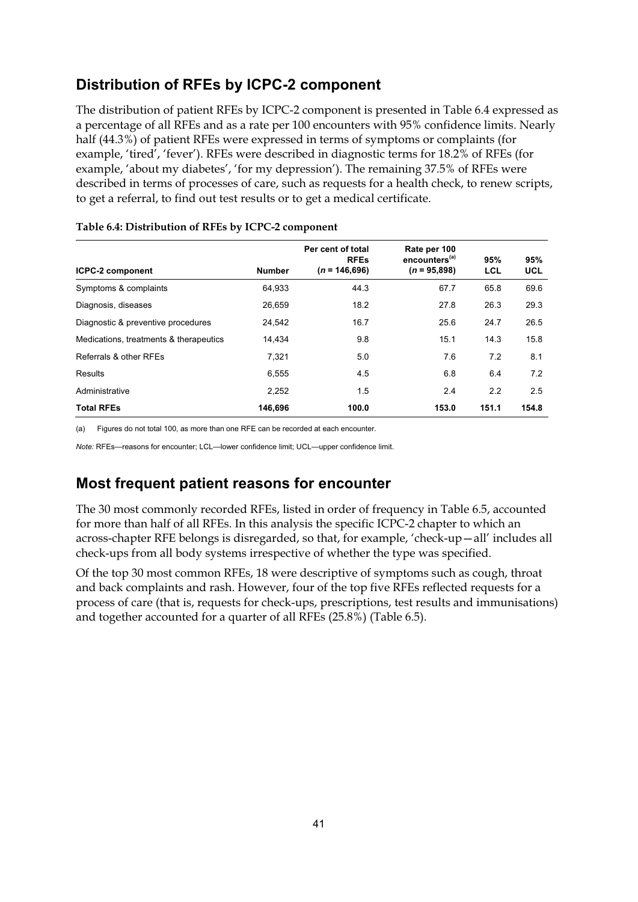## Distribution of RFEs by ICPC-2 component

The distribution of patient RFEs by ICPC-2 component is presented in Table 6.4 expressed as a percentage of all RFEs and as a rate per 100 encounters with 95% confidence limits. Nearly half (44.3%) of patient RFEs were expressed in terms of symptoms or complaints (for example, 'tired', 'fever'). RFEs were described in diagnostic terms for 18.2% of RFEs (for example, 'about my diabetes', 'for my depression'). The remaining 37.5% of RFEs were described in terms of processes of care, such as requests for a health check, to renew scripts, to get a referral, to find out test results or to get a medical certificate.

**Table 6.4: Distribution of RFEs by ICPC-2 component**

| ICPC-2 component | Number | Per cent of total RFEs (*n* = 146,696) | Rate per 100 encounters[(a)] (*n* = 95,898) | 95% LCL | 95% UCL |
|---|---|---|---|---|---|
| Symptoms & complaints | 64,933 | 44.3 | 67.7 | 65.8 | 69.6 |
| Diagnosis, diseases | 26,659 | 18.2 | 27.8 | 26.3 | 29.3 |
| Diagnostic & preventive procedures | 24,542 | 16.7 | 25.6 | 24.7 | 26.5 |
| Medications, treatments & therapeutics | 14,434 | 9.8 | 15.1 | 14.3 | 15.8 |
| Referrals & other RFEs | 7,321 | 5.0 | 7.6 | 7.2 | 8.1 |
| Results | 6,555 | 4.5 | 6.8 | 6.4 | 7.2 |
| Administrative | 2,252 | 1.5 | 2.4 | 2.2 | 2.5 |
| **Total RFEs** | **146,696** | **100.0** | **153.0** | **151.1** | **154.8** |

(a) Figures do not total 100, as more than one RFE can be recorded at each encounter.

*Note:* RFEs—reasons for encounter; LCL—lower confidence limit; UCL—upper confidence limit.

## Most frequent patient reasons for encounter

The 30 most commonly recorded RFEs, listed in order of frequency in Table 6.5, accounted for more than half of all RFEs. In this analysis the specific ICPC-2 chapter to which an across-chapter RFE belongs is disregarded, so that, for example, 'check-up—all' includes all check-ups from all body systems irrespective of whether the type was specified.

Of the top 30 most common RFEs, 18 were descriptive of symptoms such as cough, throat and back complaints and rash. However, four of the top five RFEs reflected requests for a process of care (that is, requests for check-ups, prescriptions, test results and immunisations) and together accounted for a quarter of all RFEs (25.8%) (Table 6.5).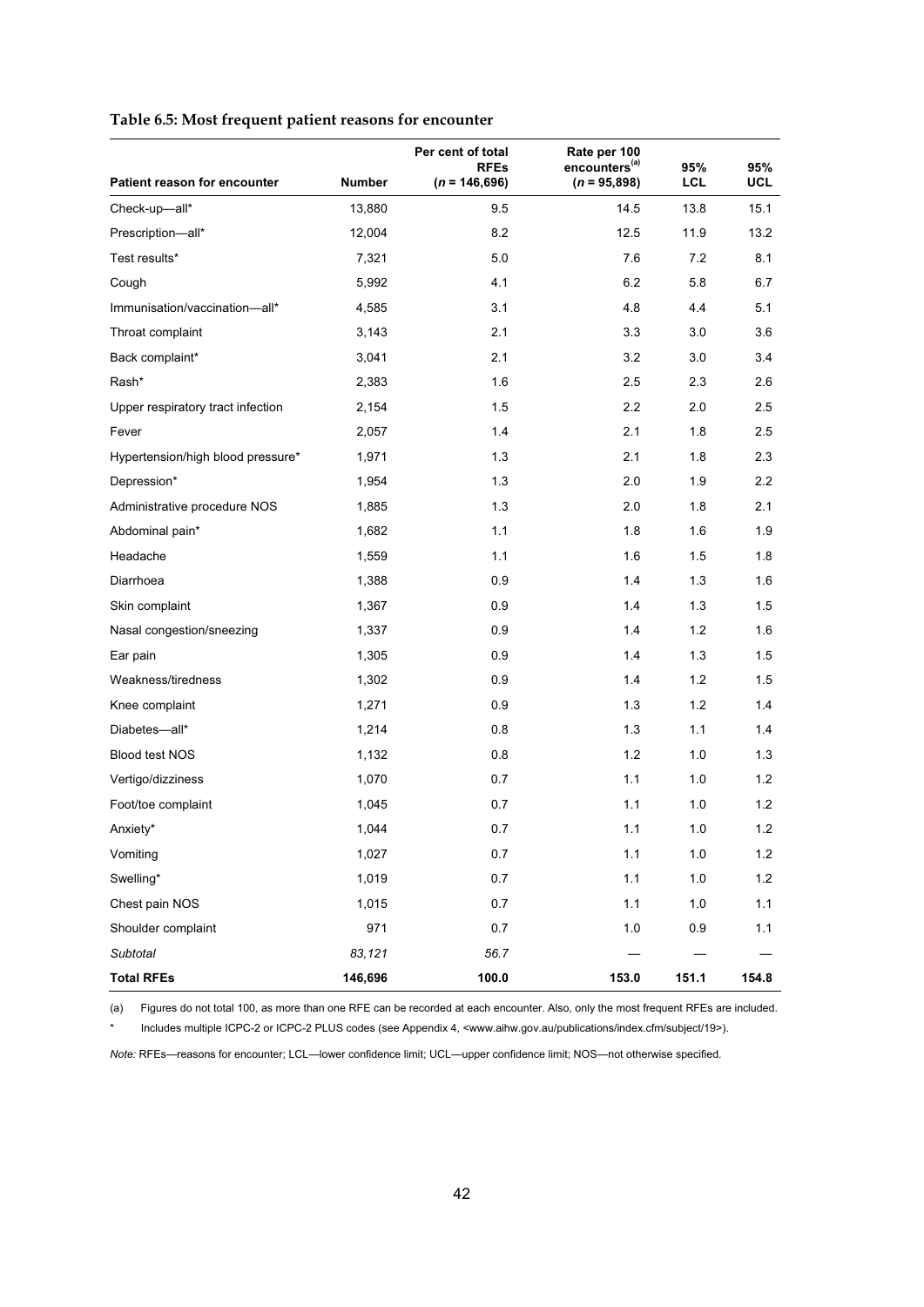**Table 6.5: Most frequent patient reasons for encounter**

| Patient reason for encounter | Number | Per cent of total RFEs ($n$ = 146,696) | Rate per 100 encounters[(a)] ($n$ = 95,898) | 95% LCL | 95% UCL |
|---|---|---|---|---|---|
| Check-up—all* | 13,880 | 9.5 | 14.5 | 13.8 | 15.1 |
| Prescription—all* | 12,004 | 8.2 | 12.5 | 11.9 | 13.2 |
| Test results* | 7,321 | 5.0 | 7.6 | 7.2 | 8.1 |
| Cough | 5,992 | 4.1 | 6.2 | 5.8 | 6.7 |
| Immunisation/vaccination—all* | 4,585 | 3.1 | 4.8 | 4.4 | 5.1 |
| Throat complaint | 3,143 | 2.1 | 3.3 | 3.0 | 3.6 |
| Back complaint* | 3,041 | 2.1 | 3.2 | 3.0 | 3.4 |
| Rash* | 2,383 | 1.6 | 2.5 | 2.3 | 2.6 |
| Upper respiratory tract infection | 2,154 | 1.5 | 2.2 | 2.0 | 2.5 |
| Fever | 2,057 | 1.4 | 2.1 | 1.8 | 2.5 |
| Hypertension/high blood pressure* | 1,971 | 1.3 | 2.1 | 1.8 | 2.3 |
| Depression* | 1,954 | 1.3 | 2.0 | 1.9 | 2.2 |
| Administrative procedure NOS | 1,885 | 1.3 | 2.0 | 1.8 | 2.1 |
| Abdominal pain* | 1,682 | 1.1 | 1.8 | 1.6 | 1.9 |
| Headache | 1,559 | 1.1 | 1.6 | 1.5 | 1.8 |
| Diarrhoea | 1,388 | 0.9 | 1.4 | 1.3 | 1.6 |
| Skin complaint | 1,367 | 0.9 | 1.4 | 1.3 | 1.5 |
| Nasal congestion/sneezing | 1,337 | 0.9 | 1.4 | 1.2 | 1.6 |
| Ear pain | 1,305 | 0.9 | 1.4 | 1.3 | 1.5 |
| Weakness/tiredness | 1,302 | 0.9 | 1.4 | 1.2 | 1.5 |
| Knee complaint | 1,271 | 0.9 | 1.3 | 1.2 | 1.4 |
| Diabetes—all* | 1,214 | 0.8 | 1.3 | 1.1 | 1.4 |
| Blood test NOS | 1,132 | 0.8 | 1.2 | 1.0 | 1.3 |
| Vertigo/dizziness | 1,070 | 0.7 | 1.1 | 1.0 | 1.2 |
| Foot/toe complaint | 1,045 | 0.7 | 1.1 | 1.0 | 1.2 |
| Anxiety* | 1,044 | 0.7 | 1.1 | 1.0 | 1.2 |
| Vomiting | 1,027 | 0.7 | 1.1 | 1.0 | 1.2 |
| Swelling* | 1,019 | 0.7 | 1.1 | 1.0 | 1.2 |
| Chest pain NOS | 1,015 | 0.7 | 1.1 | 1.0 | 1.1 |
| Shoulder complaint | 971 | 0.7 | 1.0 | 0.9 | 1.1 |
| *Subtotal* | *83,121* | *56.7* | — | — | — |
| **Total RFEs** | **146,696** | **100.0** | **153.0** | **151.1** | **154.8** |

(a) Figures do not total 100, as more than one RFE can be recorded at each encounter. Also, only the most frequent RFEs are included.

\* Includes multiple ICPC-2 or ICPC-2 PLUS codes (see Appendix 4, <www.aihw.gov.au/publications/index.cfm/subject/19>).

*Note:* RFEs—reasons for encounter; LCL—lower confidence limit; UCL—upper confidence limit; NOS—not otherwise specified.